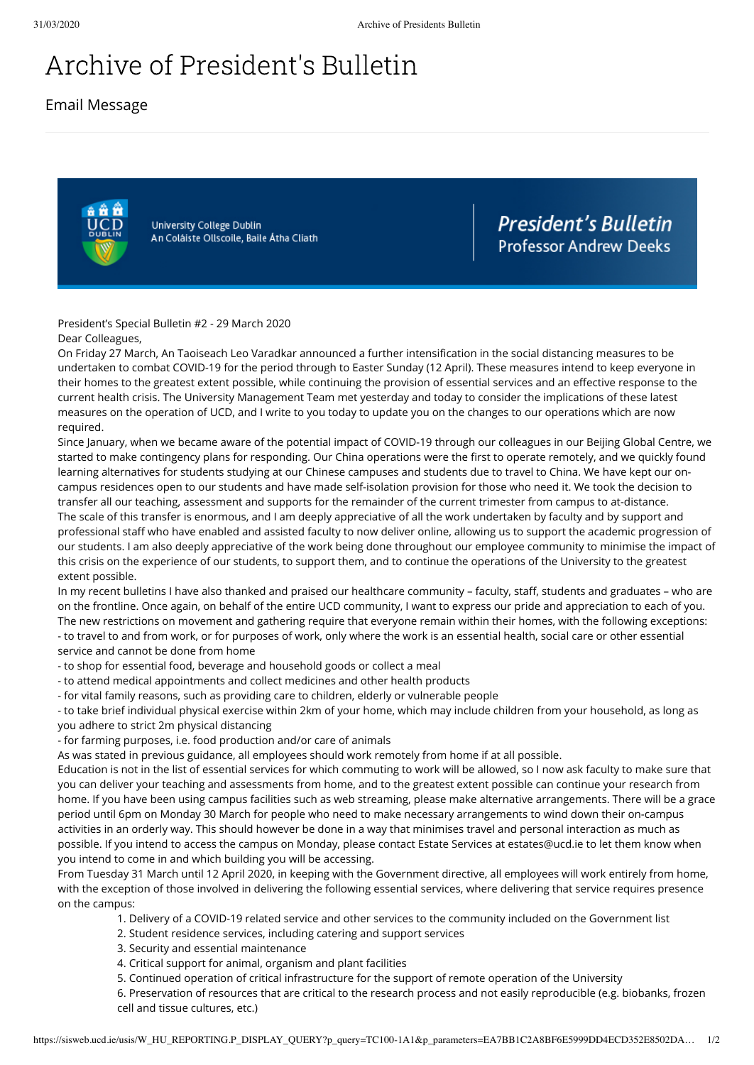# Archive of President's Bulletin

Email Message

University College Dublin
An Coláiste Ollscoile, Baile Átha Cliath

**President's Bulletin**
Professor Andrew Deeks

President's Special Bulletin #2 - 29 March 2020

Dear Colleagues,

On Friday 27 March, An Taoiseach Leo Varadkar announced a further intensification in the social distancing measures to be undertaken to combat COVID-19 for the period through to Easter Sunday (12 April). These measures intend to keep everyone in their homes to the greatest extent possible, while continuing the provision of essential services and an effective response to the current health crisis. The University Management Team met yesterday and today to consider the implications of these latest measures on the operation of UCD, and I write to you today to update you on the changes to our operations which are now required.

Since January, when we became aware of the potential impact of COVID-19 through our colleagues in our Beijing Global Centre, we started to make contingency plans for responding. Our China operations were the first to operate remotely, and we quickly found learning alternatives for students studying at our Chinese campuses and students due to travel to China. We have kept our on-campus residences open to our students and have made self-isolation provision for those who need it. We took the decision to transfer all our teaching, assessment and supports for the remainder of the current trimester from campus to at-distance.

The scale of this transfer is enormous, and I am deeply appreciative of all the work undertaken by faculty and by support and professional staff who have enabled and assisted faculty to now deliver online, allowing us to support the academic progression of our students. I am also deeply appreciative of the work being done throughout our employee community to minimise the impact of this crisis on the experience of our students, to support them, and to continue the operations of the University to the greatest extent possible.

In my recent bulletins I have also thanked and praised our healthcare community – faculty, staff, students and graduates – who are on the frontline. Once again, on behalf of the entire UCD community, I want to express our pride and appreciation to each of you.

The new restrictions on movement and gathering require that everyone remain within their homes, with the following exceptions:

- to travel to and from work, or for purposes of work, only where the work is an essential health, social care or other essential service and cannot be done from home
- to shop for essential food, beverage and household goods or collect a meal
- to attend medical appointments and collect medicines and other health products
- for vital family reasons, such as providing care to children, elderly or vulnerable people
- to take brief individual physical exercise within 2km of your home, which may include children from your household, as long as you adhere to strict 2m physical distancing
- for farming purposes, i.e. food production and/or care of animals

As was stated in previous guidance, all employees should work remotely from home if at all possible.

Education is not in the list of essential services for which commuting to work will be allowed, so I now ask faculty to make sure that you can deliver your teaching and assessments from home, and to the greatest extent possible can continue your research from home. If you have been using campus facilities such as web streaming, please make alternative arrangements. There will be a grace period until 6pm on Monday 30 March for people who need to make necessary arrangements to wind down their on-campus activities in an orderly way. This should however be done in a way that minimises travel and personal interaction as much as possible. If you intend to access the campus on Monday, please contact Estate Services at estates@ucd.ie to let them know when you intend to come in and which building you will be accessing.

From Tuesday 31 March until 12 April 2020, in keeping with the Government directive, all employees will work entirely from home, with the exception of those involved in delivering the following essential services, where delivering that service requires presence on the campus:

1. Delivery of a COVID-19 related service and other services to the community included on the Government list
2. Student residence services, including catering and support services
3. Security and essential maintenance
4. Critical support for animal, organism and plant facilities
5. Continued operation of critical infrastructure for the support of remote operation of the University
6. Preservation of resources that are critical to the research process and not easily reproducible (e.g. biobanks, frozen cell and tissue cultures, etc.)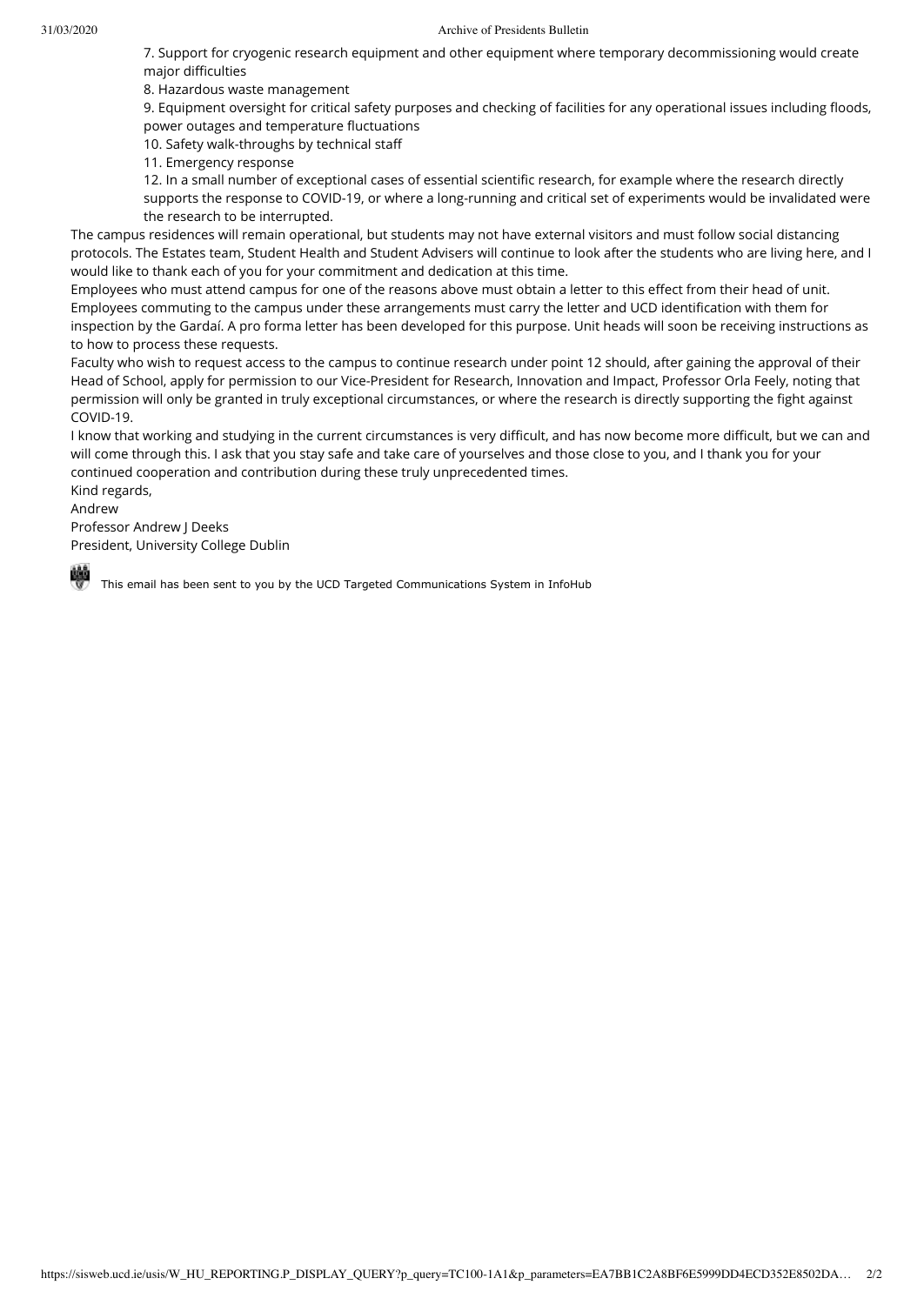7. Support for cryogenic research equipment and other equipment where temporary decommissioning would create major difficulties
8. Hazardous waste management
9. Equipment oversight for critical safety purposes and checking of facilities for any operational issues including floods, power outages and temperature fluctuations
10. Safety walk-throughs by technical staff
11. Emergency response
12. In a small number of exceptional cases of essential scientific research, for example where the research directly supports the response to COVID-19, or where a long-running and critical set of experiments would be invalidated were the research to be interrupted.

The campus residences will remain operational, but students may not have external visitors and must follow social distancing protocols. The Estates team, Student Health and Student Advisers will continue to look after the students who are living here, and I would like to thank each of you for your commitment and dedication at this time.

Employees who must attend campus for one of the reasons above must obtain a letter to this effect from their head of unit. Employees commuting to the campus under these arrangements must carry the letter and UCD identification with them for inspection by the Gardaí. A pro forma letter has been developed for this purpose. Unit heads will soon be receiving instructions as to how to process these requests.

Faculty who wish to request access to the campus to continue research under point 12 should, after gaining the approval of their Head of School, apply for permission to our Vice-President for Research, Innovation and Impact, Professor Orla Feely, noting that permission will only be granted in truly exceptional circumstances, or where the research is directly supporting the fight against COVID-19.

I know that working and studying in the current circumstances is very difficult, and has now become more difficult, but we can and will come through this. I ask that you stay safe and take care of yourselves and those close to you, and I thank you for your continued cooperation and contribution during these truly unprecedented times.

Kind regards,
Andrew
Professor Andrew J Deeks
President, University College Dublin

This email has been sent to you by the UCD Targeted Communications System in InfoHub